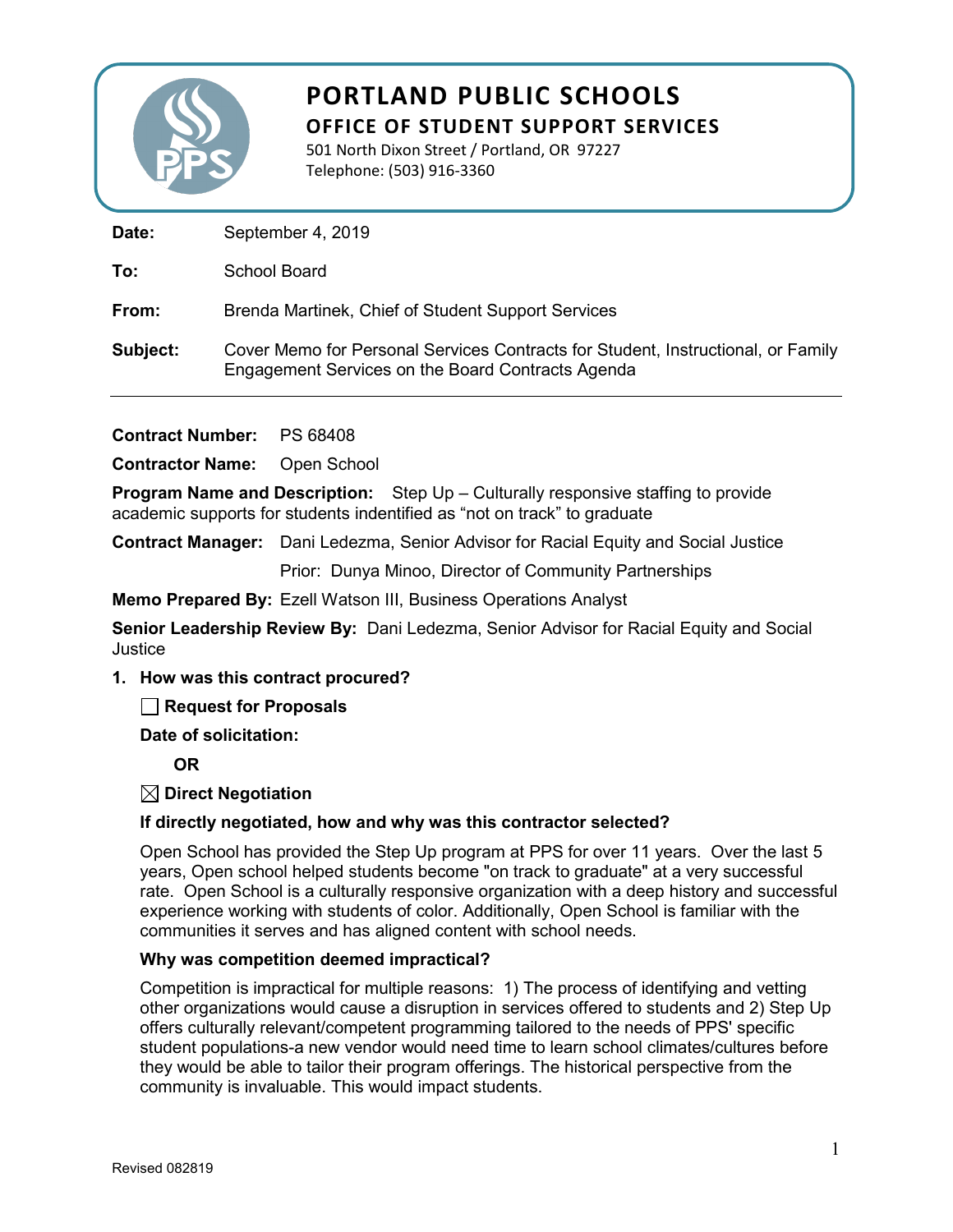# PORTLAND PUBLIC SCHOOLS

## OFFICE OF STUDENT SUPPORT SERVICES

501 North Dixon Street / Portland, OR 97227
Telephone: (503) 916-3360

**Date:** September 4, 2019

**To:** School Board

**From:** Brenda Martinek, Chief of Student Support Services

**Subject:** Cover Memo for Personal Services Contracts for Student, Instructional, or Family Engagement Services on the Board Contracts Agenda

---

**Contract Number:** PS 68408

**Contractor Name:** Open School

**Program Name and Description:** Step Up – Culturally responsive staffing to provide academic supports for students indentified as "not on track" to graduate

**Contract Manager:** Dani Ledezma, Senior Advisor for Racial Equity and Social Justice

Prior: Dunya Minoo, Director of Community Partnerships

**Memo Prepared By:** Ezell Watson III, Business Operations Analyst

**Senior Leadership Review By:** Dani Ledezma, Senior Advisor for Racial Equity and Social Justice

1. **How was this contract procured?**

   ☐ **Request for Proposals**

   **Date of solicitation:**

   **OR**

   ☒ **Direct Negotiation**

   **If directly negotiated, how and why was this contractor selected?**

   Open School has provided the Step Up program at PPS for over 11 years. Over the last 5 years, Open school helped students become "on track to graduate" at a very successful rate. Open School is a culturally responsive organization with a deep history and successful experience working with students of color. Additionally, Open School is familiar with the communities it serves and has aligned content with school needs.

   **Why was competition deemed impractical?**

   Competition is impractical for multiple reasons: 1) The process of identifying and vetting other organizations would cause a disruption in services offered to students and 2) Step Up offers culturally relevant/competent programming tailored to the needs of PPS' specific student populations-a new vendor would need time to learn school climates/cultures before they would be able to tailor their program offerings. The historical perspective from the community is invaluable. This would impact students.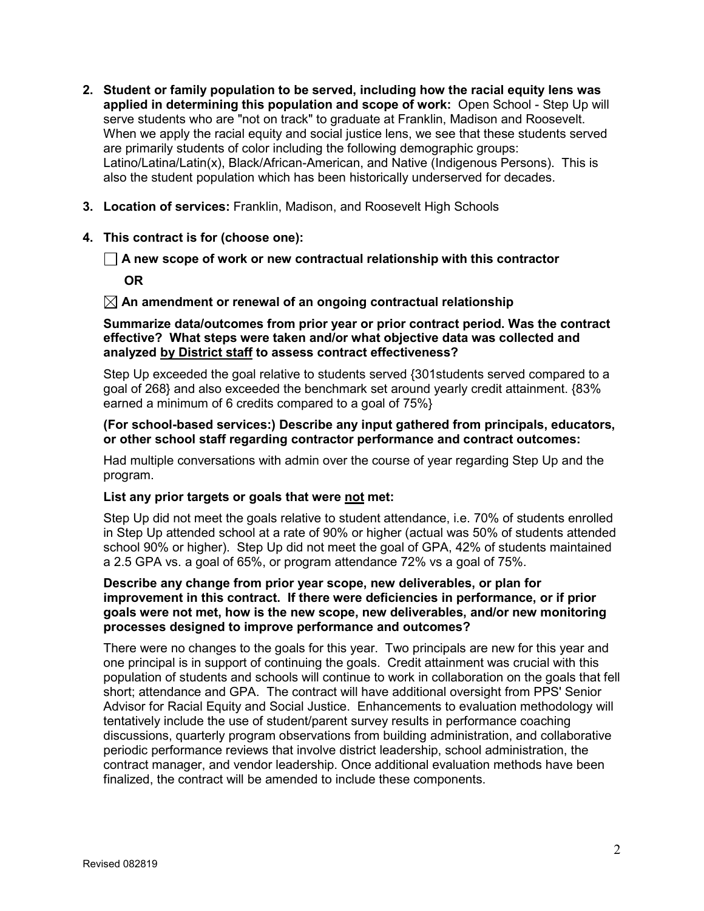2. **Student or family population to be served, including how the racial equity lens was applied in determining this population and scope of work:** Open School - Step Up will serve students who are "not on track" to graduate at Franklin, Madison and Roosevelt. When we apply the racial equity and social justice lens, we see that these students served are primarily students of color including the following demographic groups: Latino/Latina/Latin(x), Black/African-American, and Native (Indigenous Persons). This is also the student population which has been historically underserved for decades.

3. **Location of services:** Franklin, Madison, and Roosevelt High Schools

4. **This contract is for (choose one):**

   ☐ **A new scope of work or new contractual relationship with this contractor**

   **OR**

   ☒ **An amendment or renewal of an ongoing contractual relationship**

   **Summarize data/outcomes from prior year or prior contract period. Was the contract effective? What steps were taken and/or what objective data was collected and analyzed by District staff to assess contract effectiveness?**

   Step Up exceeded the goal relative to students served {301students served compared to a goal of 268} and also exceeded the benchmark set around yearly credit attainment. {83% earned a minimum of 6 credits compared to a goal of 75%}

   **(For school-based services:) Describe any input gathered from principals, educators, or other school staff regarding contractor performance and contract outcomes:**

   Had multiple conversations with admin over the course of year regarding Step Up and the program.

   **List any prior targets or goals that were not met:**

   Step Up did not meet the goals relative to student attendance, i.e. 70% of students enrolled in Step Up attended school at a rate of 90% or higher (actual was 50% of students attended school 90% or higher). Step Up did not meet the goal of GPA, 42% of students maintained a 2.5 GPA vs. a goal of 65%, or program attendance 72% vs a goal of 75%.

   **Describe any change from prior year scope, new deliverables, or plan for improvement in this contract. If there were deficiencies in performance, or if prior goals were not met, how is the new scope, new deliverables, and/or new monitoring processes designed to improve performance and outcomes?**

   There were no changes to the goals for this year. Two principals are new for this year and one principal is in support of continuing the goals. Credit attainment was crucial with this population of students and schools will continue to work in collaboration on the goals that fell short; attendance and GPA. The contract will have additional oversight from PPS' Senior Advisor for Racial Equity and Social Justice. Enhancements to evaluation methodology will tentatively include the use of student/parent survey results in performance coaching discussions, quarterly program observations from building administration, and collaborative periodic performance reviews that involve district leadership, school administration, the contract manager, and vendor leadership. Once additional evaluation methods have been finalized, the contract will be amended to include these components.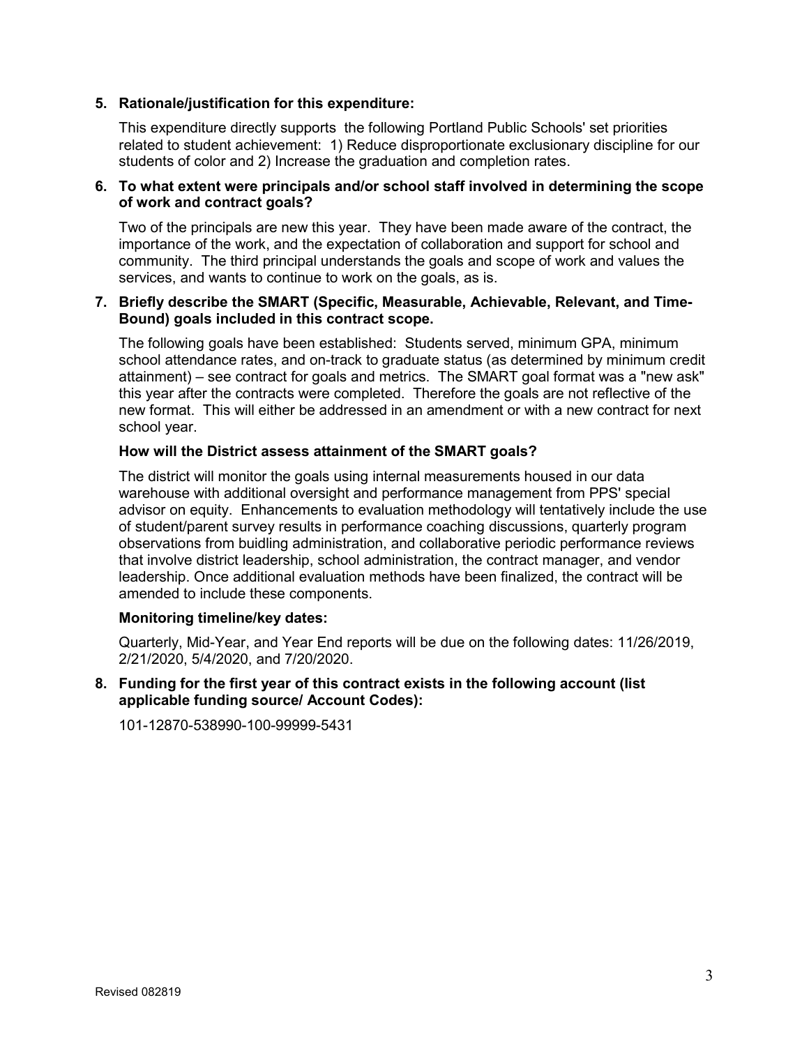**5. Rationale/justification for this expenditure:**

This expenditure directly supports the following Portland Public Schools' set priorities related to student achievement: 1) Reduce disproportionate exclusionary discipline for our students of color and 2) Increase the graduation and completion rates.

**6. To what extent were principals and/or school staff involved in determining the scope of work and contract goals?**

Two of the principals are new this year. They have been made aware of the contract, the importance of the work, and the expectation of collaboration and support for school and community. The third principal understands the goals and scope of work and values the services, and wants to continue to work on the goals, as is.

**7. Briefly describe the SMART (Specific, Measurable, Achievable, Relevant, and Time-Bound) goals included in this contract scope.**

The following goals have been established: Students served, minimum GPA, minimum school attendance rates, and on-track to graduate status (as determined by minimum credit attainment) – see contract for goals and metrics. The SMART goal format was a "new ask" this year after the contracts were completed. Therefore the goals are not reflective of the new format. This will either be addressed in an amendment or with a new contract for next school year.

**How will the District assess attainment of the SMART goals?**

The district will monitor the goals using internal measurements housed in our data warehouse with additional oversight and performance management from PPS' special advisor on equity. Enhancements to evaluation methodology will tentatively include the use of student/parent survey results in performance coaching discussions, quarterly program observations from buidling administration, and collaborative periodic performance reviews that involve district leadership, school administration, the contract manager, and vendor leadership. Once additional evaluation methods have been finalized, the contract will be amended to include these components.

**Monitoring timeline/key dates:**

Quarterly, Mid-Year, and Year End reports will be due on the following dates: 11/26/2019, 2/21/2020, 5/4/2020, and 7/20/2020.

**8. Funding for the first year of this contract exists in the following account (list applicable funding source/ Account Codes):**

101-12870-538990-100-99999-5431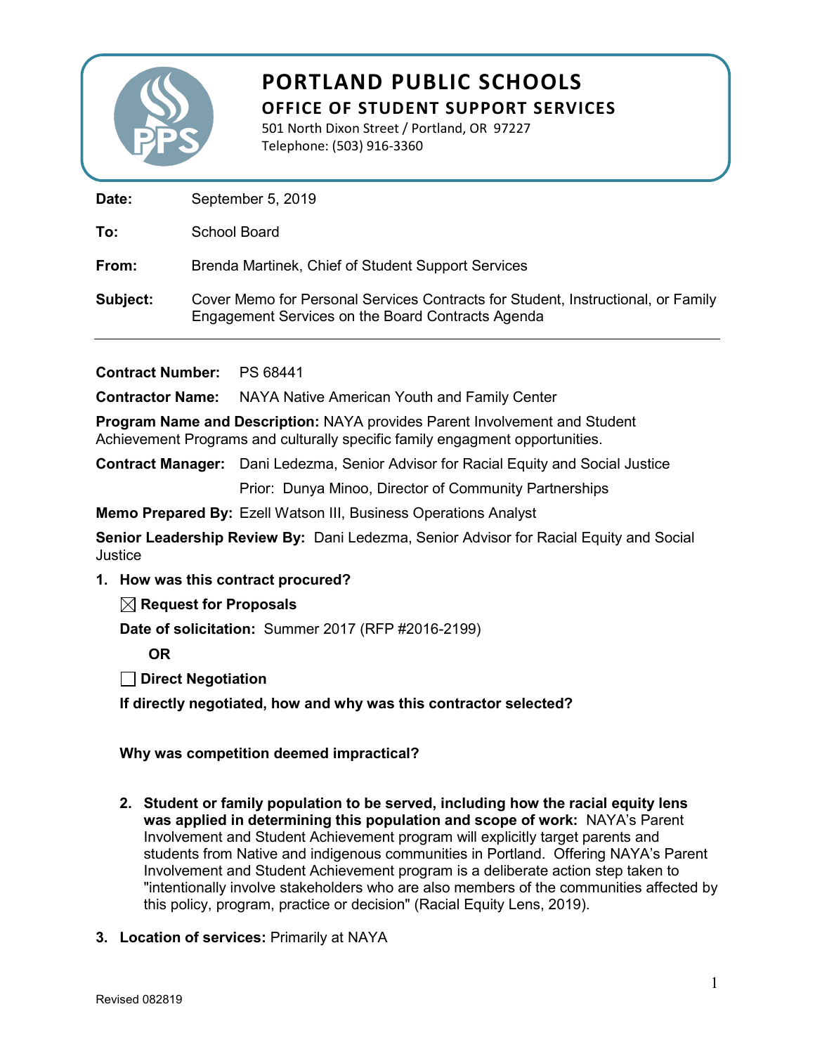# PORTLAND PUBLIC SCHOOLS
## OFFICE OF STUDENT SUPPORT SERVICES

501 North Dixon Street / Portland, OR 97227
Telephone: (503) 916-3360

**Date:** September 5, 2019

**To:** School Board

**From:** Brenda Martinek, Chief of Student Support Services

**Subject:** Cover Memo for Personal Services Contracts for Student, Instructional, or Family Engagement Services on the Board Contracts Agenda

---

**Contract Number:** PS 68441

**Contractor Name:** NAYA Native American Youth and Family Center

**Program Name and Description:** NAYA provides Parent Involvement and Student Achievement Programs and culturally specific family engagment opportunities.

**Contract Manager:** Dani Ledezma, Senior Advisor for Racial Equity and Social Justice
Prior: Dunya Minoo, Director of Community Partnerships

**Memo Prepared By:** Ezell Watson III, Business Operations Analyst

**Senior Leadership Review By:** Dani Ledezma, Senior Advisor for Racial Equity and Social Justice

1. **How was this contract procured?**

   ☒ **Request for Proposals**

   **Date of solicitation:** Summer 2017 (RFP #2016-2199)

   **OR**

   ☐ **Direct Negotiation**

   **If directly negotiated, how and why was this contractor selected?**

   **Why was competition deemed impractical?**

2. **Student or family population to be served, including how the racial equity lens was applied in determining this population and scope of work:** NAYA's Parent Involvement and Student Achievement program will explicitly target parents and students from Native and indigenous communities in Portland. Offering NAYA's Parent Involvement and Student Achievement program is a deliberate action step taken to "intentionally involve stakeholders who are also members of the communities affected by this policy, program, practice or decision" (Racial Equity Lens, 2019).

3. **Location of services:** Primarily at NAYA

Revised 082819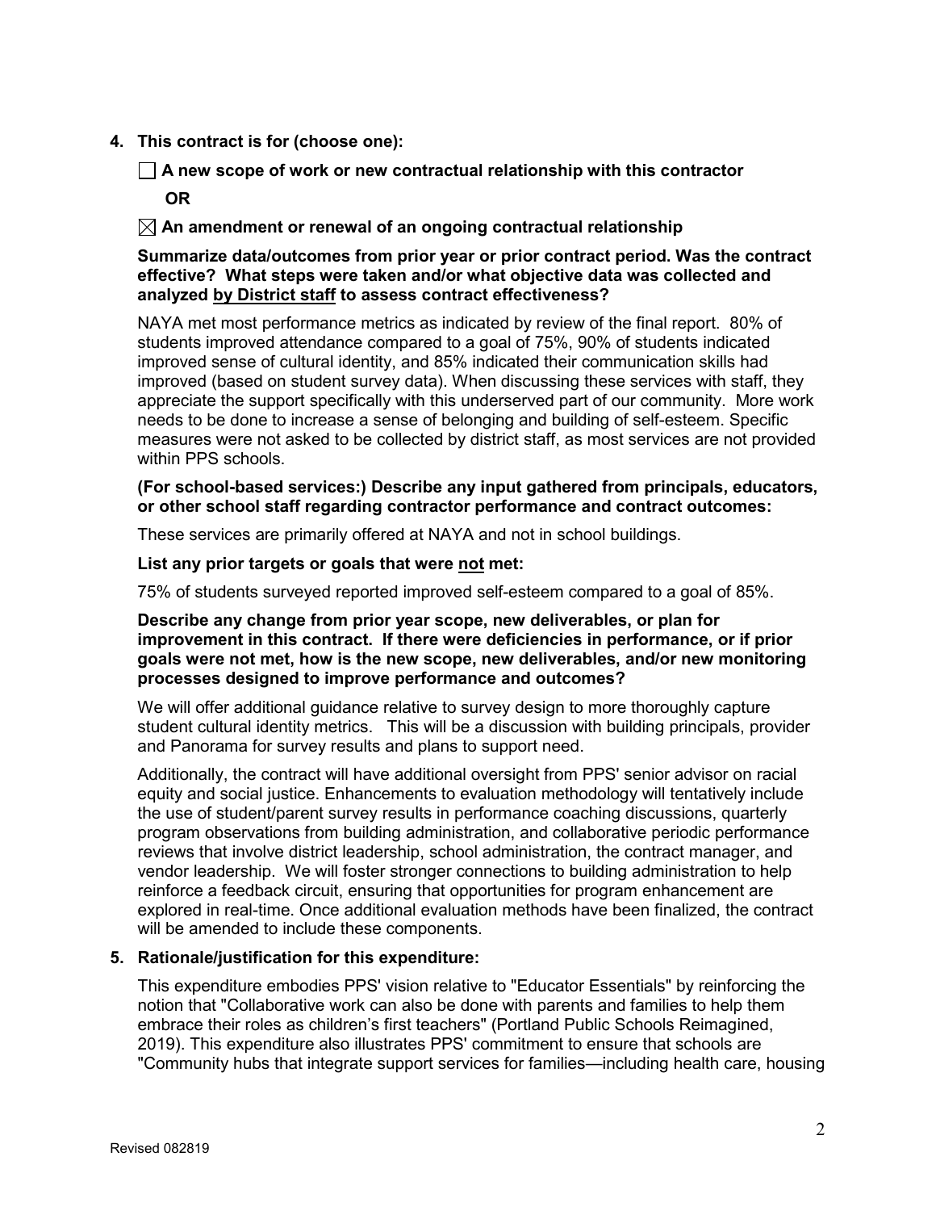**4. This contract is for (choose one):**

☐ **A new scope of work or new contractual relationship with this contractor**

**OR**

☒ **An amendment or renewal of an ongoing contractual relationship**

**Summarize data/outcomes from prior year or prior contract period. Was the contract effective? What steps were taken and/or what objective data was collected and analyzed by District staff to assess contract effectiveness?**

NAYA met most performance metrics as indicated by review of the final report. 80% of students improved attendance compared to a goal of 75%, 90% of students indicated improved sense of cultural identity, and 85% indicated their communication skills had improved (based on student survey data). When discussing these services with staff, they appreciate the support specifically with this underserved part of our community. More work needs to be done to increase a sense of belonging and building of self-esteem. Specific measures were not asked to be collected by district staff, as most services are not provided within PPS schools.

**(For school-based services:) Describe any input gathered from principals, educators, or other school staff regarding contractor performance and contract outcomes:**

These services are primarily offered at NAYA and not in school buildings.

**List any prior targets or goals that were not met:**

75% of students surveyed reported improved self-esteem compared to a goal of 85%.

**Describe any change from prior year scope, new deliverables, or plan for improvement in this contract. If there were deficiencies in performance, or if prior goals were not met, how is the new scope, new deliverables, and/or new monitoring processes designed to improve performance and outcomes?**

We will offer additional guidance relative to survey design to more thoroughly capture student cultural identity metrics. This will be a discussion with building principals, provider and Panorama for survey results and plans to support need.

Additionally, the contract will have additional oversight from PPS' senior advisor on racial equity and social justice. Enhancements to evaluation methodology will tentatively include the use of student/parent survey results in performance coaching discussions, quarterly program observations from building administration, and collaborative periodic performance reviews that involve district leadership, school administration, the contract manager, and vendor leadership. We will foster stronger connections to building administration to help reinforce a feedback circuit, ensuring that opportunities for program enhancement are explored in real-time. Once additional evaluation methods have been finalized, the contract will be amended to include these components.

**5. Rationale/justification for this expenditure:**

This expenditure embodies PPS' vision relative to "Educator Essentials" by reinforcing the notion that "Collaborative work can also be done with parents and families to help them embrace their roles as children's first teachers" (Portland Public Schools Reimagined, 2019). This expenditure also illustrates PPS' commitment to ensure that schools are "Community hubs that integrate support services for families—including health care, housing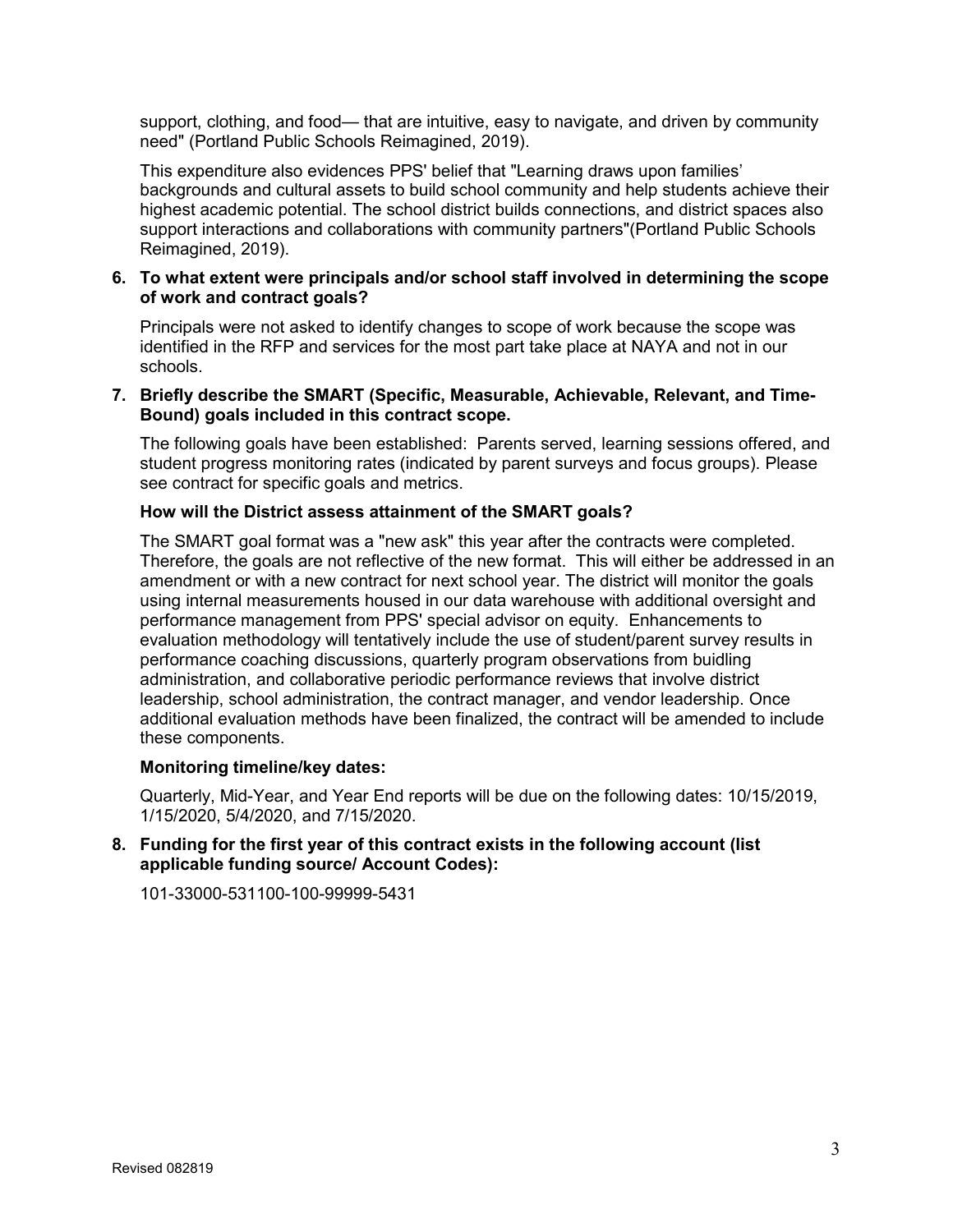support, clothing, and food— that are intuitive, easy to navigate, and driven by community need" (Portland Public Schools Reimagined, 2019).

This expenditure also evidences PPS' belief that "Learning draws upon families' backgrounds and cultural assets to build school community and help students achieve their highest academic potential. The school district builds connections, and district spaces also support interactions and collaborations with community partners"(Portland Public Schools Reimagined, 2019).

**6. To what extent were principals and/or school staff involved in determining the scope of work and contract goals?**

Principals were not asked to identify changes to scope of work because the scope was identified in the RFP and services for the most part take place at NAYA and not in our schools.

**7. Briefly describe the SMART (Specific, Measurable, Achievable, Relevant, and Time-Bound) goals included in this contract scope.**

The following goals have been established: Parents served, learning sessions offered, and student progress monitoring rates (indicated by parent surveys and focus groups). Please see contract for specific goals and metrics.

**How will the District assess attainment of the SMART goals?**

The SMART goal format was a "new ask" this year after the contracts were completed. Therefore, the goals are not reflective of the new format. This will either be addressed in an amendment or with a new contract for next school year. The district will monitor the goals using internal measurements housed in our data warehouse with additional oversight and performance management from PPS' special advisor on equity. Enhancements to evaluation methodology will tentatively include the use of student/parent survey results in performance coaching discussions, quarterly program observations from buidling administration, and collaborative periodic performance reviews that involve district leadership, school administration, the contract manager, and vendor leadership. Once additional evaluation methods have been finalized, the contract will be amended to include these components.

**Monitoring timeline/key dates:**

Quarterly, Mid-Year, and Year End reports will be due on the following dates: 10/15/2019, 1/15/2020, 5/4/2020, and 7/15/2020.

**8. Funding for the first year of this contract exists in the following account (list applicable funding source/ Account Codes):**

101-33000-531100-100-99999-5431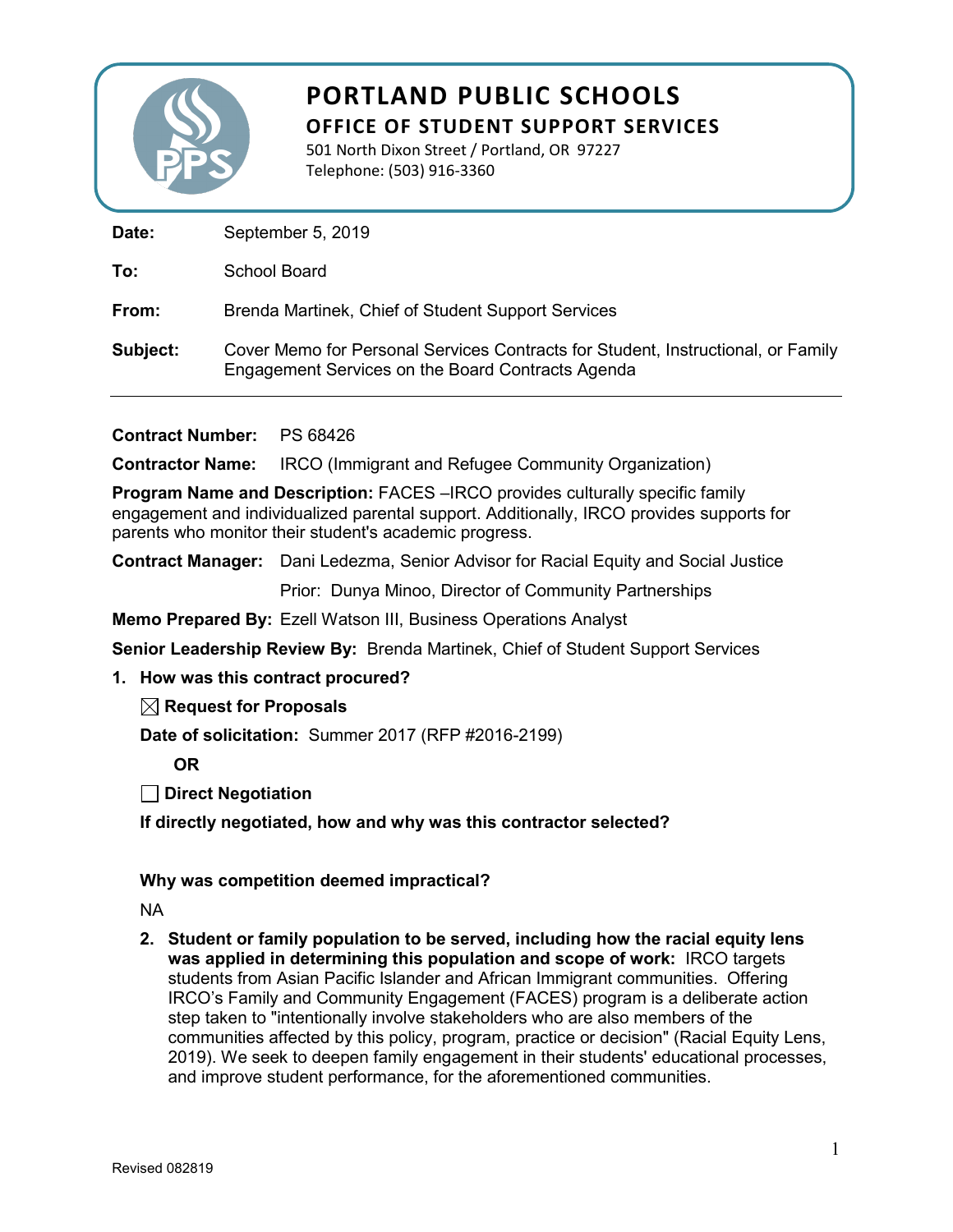# PORTLAND PUBLIC SCHOOLS

## OFFICE OF STUDENT SUPPORT SERVICES

501 North Dixon Street / Portland, OR 97227
Telephone: (503) 916-3360

**Date:** September 5, 2019

**To:** School Board

**From:** Brenda Martinek, Chief of Student Support Services

**Subject:** Cover Memo for Personal Services Contracts for Student, Instructional, or Family Engagement Services on the Board Contracts Agenda

---

**Contract Number:** PS 68426

**Contractor Name:** IRCO (Immigrant and Refugee Community Organization)

**Program Name and Description:** FACES –IRCO provides culturally specific family engagement and individualized parental support. Additionally, IRCO provides supports for parents who monitor their student's academic progress.

**Contract Manager:** Dani Ledezma, Senior Advisor for Racial Equity and Social Justice

Prior: Dunya Minoo, Director of Community Partnerships

**Memo Prepared By:** Ezell Watson III, Business Operations Analyst

**Senior Leadership Review By:** Brenda Martinek, Chief of Student Support Services

1. **How was this contract procured?**

   ☒ **Request for Proposals**

   **Date of solicitation:** Summer 2017 (RFP #2016-2199)

   **OR**

   ☐ **Direct Negotiation**

   **If directly negotiated, how and why was this contractor selected?**

   **Why was competition deemed impractical?**

   NA

2. **Student or family population to be served, including how the racial equity lens was applied in determining this population and scope of work:** IRCO targets students from Asian Pacific Islander and African Immigrant communities. Offering IRCO's Family and Community Engagement (FACES) program is a deliberate action step taken to "intentionally involve stakeholders who are also members of the communities affected by this policy, program, practice or decision" (Racial Equity Lens, 2019). We seek to deepen family engagement in their students' educational processes, and improve student performance, for the aforementioned communities.

Revised 082819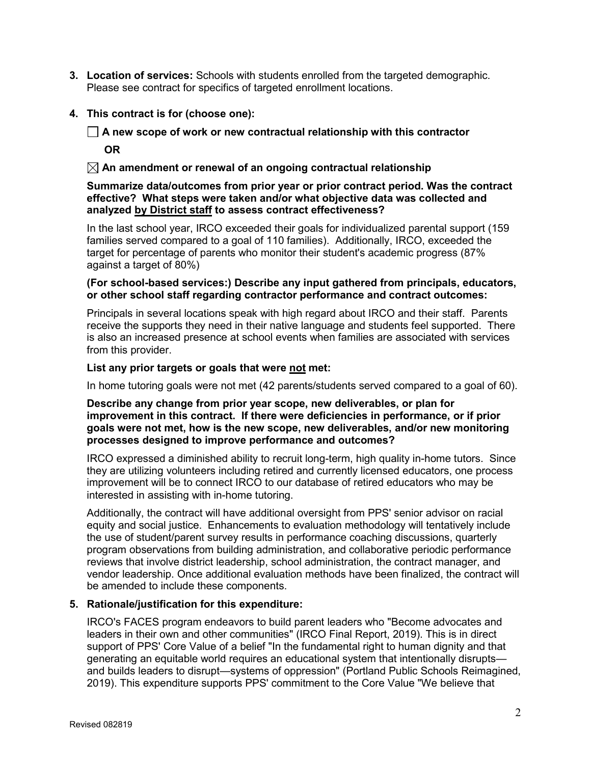3. **Location of services:** Schools with students enrolled from the targeted demographic. Please see contract for specifics of targeted enrollment locations.

4. **This contract is for (choose one):**

   ☐ **A new scope of work or new contractual relationship with this contractor**

   **OR**

   ☒ **An amendment or renewal of an ongoing contractual relationship**

   **Summarize data/outcomes from prior year or prior contract period. Was the contract effective? What steps were taken and/or what objective data was collected and analyzed <u>by District staff</u> to assess contract effectiveness?**

   In the last school year, IRCO exceeded their goals for individualized parental support (159 families served compared to a goal of 110 families). Additionally, IRCO, exceeded the target for percentage of parents who monitor their student's academic progress (87% against a target of 80%)

   **(For school-based services:) Describe any input gathered from principals, educators, or other school staff regarding contractor performance and contract outcomes:**

   Principals in several locations speak with high regard about IRCO and their staff. Parents receive the supports they need in their native language and students feel supported. There is also an increased presence at school events when families are associated with services from this provider.

   **List any prior targets or goals that were <u>not</u> met:**

   In home tutoring goals were not met (42 parents/students served compared to a goal of 60).

   **Describe any change from prior year scope, new deliverables, or plan for improvement in this contract. If there were deficiencies in performance, or if prior goals were not met, how is the new scope, new deliverables, and/or new monitoring processes designed to improve performance and outcomes?**

   IRCO expressed a diminished ability to recruit long-term, high quality in-home tutors. Since they are utilizing volunteers including retired and currently licensed educators, one process improvement will be to connect IRCO to our database of retired educators who may be interested in assisting with in-home tutoring.

   Additionally, the contract will have additional oversight from PPS' senior advisor on racial equity and social justice. Enhancements to evaluation methodology will tentatively include the use of student/parent survey results in performance coaching discussions, quarterly program observations from building administration, and collaborative periodic performance reviews that involve district leadership, school administration, the contract manager, and vendor leadership. Once additional evaluation methods have been finalized, the contract will be amended to include these components.

5. **Rationale/justification for this expenditure:**

   IRCO's FACES program endeavors to build parent leaders who "Become advocates and leaders in their own and other communities" (IRCO Final Report, 2019). This is in direct support of PPS' Core Value of a belief "In the fundamental right to human dignity and that generating an equitable world requires an educational system that intentionally disrupts—and builds leaders to disrupt—systems of oppression" (Portland Public Schools Reimagined, 2019). This expenditure supports PPS' commitment to the Core Value "We believe that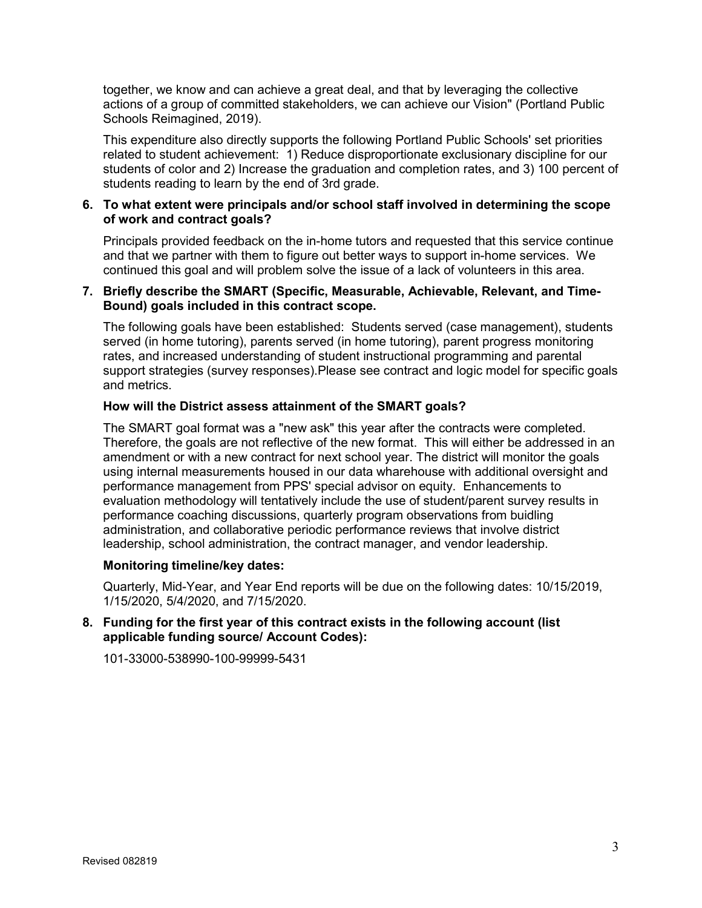together, we know and can achieve a great deal, and that by leveraging the collective actions of a group of committed stakeholders, we can achieve our Vision" (Portland Public Schools Reimagined, 2019).

This expenditure also directly supports the following Portland Public Schools' set priorities related to student achievement: 1) Reduce disproportionate exclusionary discipline for our students of color and 2) Increase the graduation and completion rates, and 3) 100 percent of students reading to learn by the end of 3rd grade.

**6. To what extent were principals and/or school staff involved in determining the scope of work and contract goals?**

Principals provided feedback on the in-home tutors and requested that this service continue and that we partner with them to figure out better ways to support in-home services. We continued this goal and will problem solve the issue of a lack of volunteers in this area.

**7. Briefly describe the SMART (Specific, Measurable, Achievable, Relevant, and Time-Bound) goals included in this contract scope.**

The following goals have been established: Students served (case management), students served (in home tutoring), parents served (in home tutoring), parent progress monitoring rates, and increased understanding of student instructional programming and parental support strategies (survey responses).Please see contract and logic model for specific goals and metrics.

**How will the District assess attainment of the SMART goals?**

The SMART goal format was a "new ask" this year after the contracts were completed. Therefore, the goals are not reflective of the new format. This will either be addressed in an amendment or with a new contract for next school year. The district will monitor the goals using internal measurements housed in our data wharehouse with additional oversight and performance management from PPS' special advisor on equity. Enhancements to evaluation methodology will tentatively include the use of student/parent survey results in performance coaching discussions, quarterly program observations from buidling administration, and collaborative periodic performance reviews that involve district leadership, school administration, the contract manager, and vendor leadership.

**Monitoring timeline/key dates:**

Quarterly, Mid-Year, and Year End reports will be due on the following dates: 10/15/2019, 1/15/2020, 5/4/2020, and 7/15/2020.

**8. Funding for the first year of this contract exists in the following account (list applicable funding source/ Account Codes):**

101-33000-538990-100-99999-5431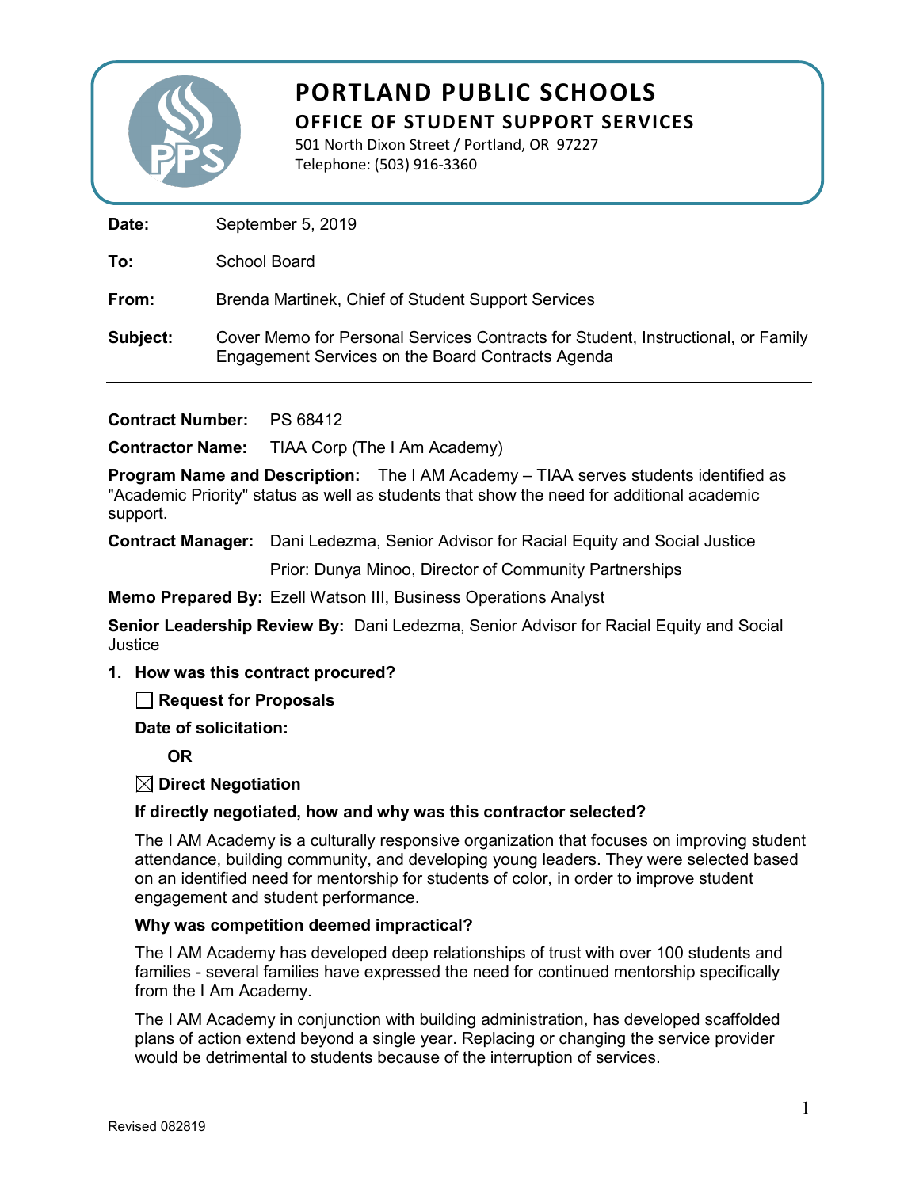# PORTLAND PUBLIC SCHOOLS
## OFFICE OF STUDENT SUPPORT SERVICES

501 North Dixon Street / Portland, OR 97227
Telephone: (503) 916-3360

**Date:** September 5, 2019

**To:** School Board

**From:** Brenda Martinek, Chief of Student Support Services

**Subject:** Cover Memo for Personal Services Contracts for Student, Instructional, or Family Engagement Services on the Board Contracts Agenda

---

**Contract Number:** PS 68412

**Contractor Name:** TIAA Corp (The I Am Academy)

**Program Name and Description:** The I AM Academy – TIAA serves students identified as "Academic Priority" status as well as students that show the need for additional academic support.

**Contract Manager:** Dani Ledezma, Senior Advisor for Racial Equity and Social Justice

Prior: Dunya Minoo, Director of Community Partnerships

**Memo Prepared By:** Ezell Watson III, Business Operations Analyst

**Senior Leadership Review By:** Dani Ledezma, Senior Advisor for Racial Equity and Social Justice

1. **How was this contract procured?**

   ☐ **Request for Proposals**

   **Date of solicitation:**

   **OR**

   ☒ **Direct Negotiation**

   **If directly negotiated, how and why was this contractor selected?**

   The I AM Academy is a culturally responsive organization that focuses on improving student attendance, building community, and developing young leaders. They were selected based on an identified need for mentorship for students of color, in order to improve student engagement and student performance.

   **Why was competition deemed impractical?**

   The I AM Academy has developed deep relationships of trust with over 100 students and families - several families have expressed the need for continued mentorship specifically from the I Am Academy.

   The I AM Academy in conjunction with building administration, has developed scaffolded plans of action extend beyond a single year. Replacing or changing the service provider would be detrimental to students because of the interruption of services.

Revised 082819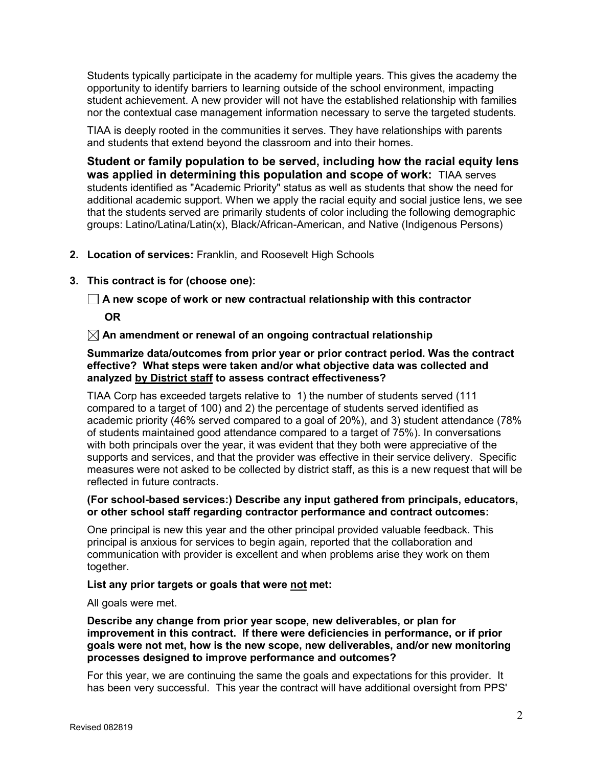Students typically participate in the academy for multiple years. This gives the academy the opportunity to identify barriers to learning outside of the school environment, impacting student achievement. A new provider will not have the established relationship with families nor the contextual case management information necessary to serve the targeted students.

TIAA is deeply rooted in the communities it serves. They have relationships with parents and students that extend beyond the classroom and into their homes.

**Student or family population to be served, including how the racial equity lens was applied in determining this population and scope of work:** TIAA serves students identified as "Academic Priority" status as well as students that show the need for additional academic support. When we apply the racial equity and social justice lens, we see that the students served are primarily students of color including the following demographic groups: Latino/Latina/Latin(x), Black/African-American, and Native (Indigenous Persons)

2. **Location of services:** Franklin, and Roosevelt High Schools

3. **This contract is for (choose one):**

☐ **A new scope of work or new contractual relationship with this contractor**

**OR**

☒ **An amendment or renewal of an ongoing contractual relationship**

**Summarize data/outcomes from prior year or prior contract period. Was the contract effective? What steps were taken and/or what objective data was collected and analyzed <u>by District staff</u> to assess contract effectiveness?**

TIAA Corp has exceeded targets relative to 1) the number of students served (111 compared to a target of 100) and 2) the percentage of students served identified as academic priority (46% served compared to a goal of 20%), and 3) student attendance (78% of students maintained good attendance compared to a target of 75%). In conversations with both principals over the year, it was evident that they both were appreciative of the supports and services, and that the provider was effective in their service delivery. Specific measures were not asked to be collected by district staff, as this is a new request that will be reflected in future contracts.

**(For school-based services:) Describe any input gathered from principals, educators, or other school staff regarding contractor performance and contract outcomes:**

One principal is new this year and the other principal provided valuable feedback. This principal is anxious for services to begin again, reported that the collaboration and communication with provider is excellent and when problems arise they work on them together.

**List any prior targets or goals that were <u>not</u> met:**

All goals were met.

**Describe any change from prior year scope, new deliverables, or plan for improvement in this contract. If there were deficiencies in performance, or if prior goals were not met, how is the new scope, new deliverables, and/or new monitoring processes designed to improve performance and outcomes?**

For this year, we are continuing the same the goals and expectations for this provider. It has been very successful. This year the contract will have additional oversight from PPS'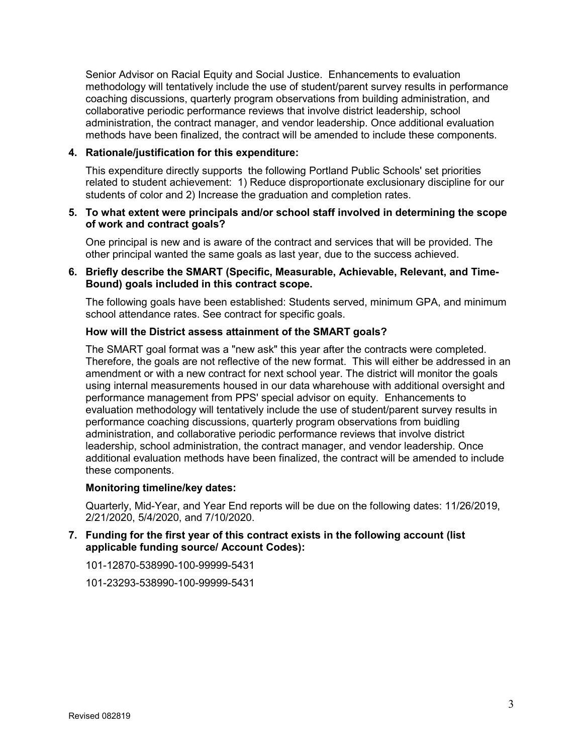Senior Advisor on Racial Equity and Social Justice. Enhancements to evaluation methodology will tentatively include the use of student/parent survey results in performance coaching discussions, quarterly program observations from building administration, and collaborative periodic performance reviews that involve district leadership, school administration, the contract manager, and vendor leadership. Once additional evaluation methods have been finalized, the contract will be amended to include these components.

**4. Rationale/justification for this expenditure:**

This expenditure directly supports the following Portland Public Schools' set priorities related to student achievement: 1) Reduce disproportionate exclusionary discipline for our students of color and 2) Increase the graduation and completion rates.

**5. To what extent were principals and/or school staff involved in determining the scope of work and contract goals?**

One principal is new and is aware of the contract and services that will be provided. The other principal wanted the same goals as last year, due to the success achieved.

**6. Briefly describe the SMART (Specific, Measurable, Achievable, Relevant, and Time-Bound) goals included in this contract scope.**

The following goals have been established: Students served, minimum GPA, and minimum school attendance rates. See contract for specific goals.

**How will the District assess attainment of the SMART goals?**

The SMART goal format was a "new ask" this year after the contracts were completed. Therefore, the goals are not reflective of the new format. This will either be addressed in an amendment or with a new contract for next school year. The district will monitor the goals using internal measurements housed in our data wharehouse with additional oversight and performance management from PPS' special advisor on equity. Enhancements to evaluation methodology will tentatively include the use of student/parent survey results in performance coaching discussions, quarterly program observations from buidling administration, and collaborative periodic performance reviews that involve district leadership, school administration, the contract manager, and vendor leadership. Once additional evaluation methods have been finalized, the contract will be amended to include these components.

**Monitoring timeline/key dates:**

Quarterly, Mid-Year, and Year End reports will be due on the following dates: 11/26/2019, 2/21/2020, 5/4/2020, and 7/10/2020.

**7. Funding for the first year of this contract exists in the following account (list applicable funding source/ Account Codes):**

101-12870-538990-100-99999-5431

101-23293-538990-100-99999-5431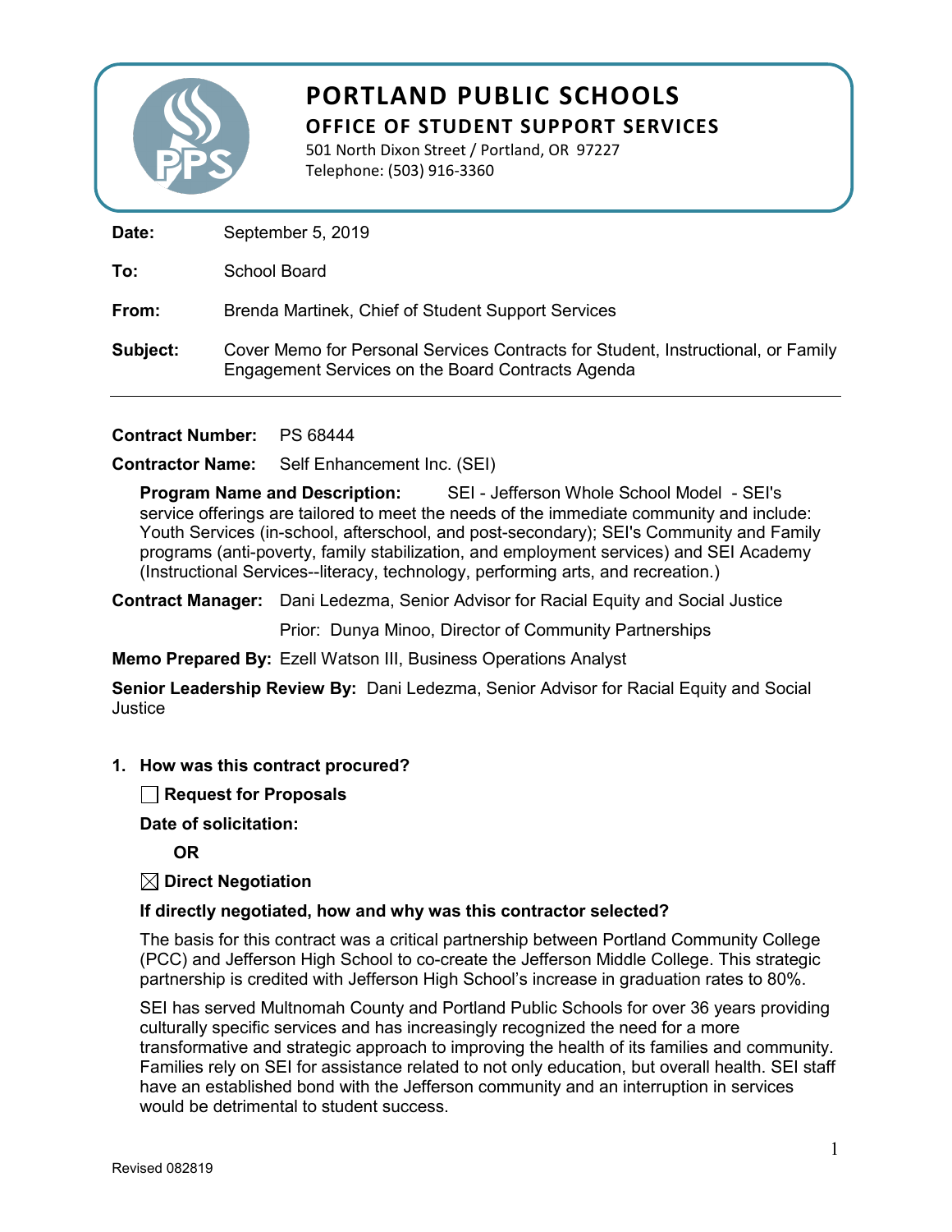# PORTLAND PUBLIC SCHOOLS

## OFFICE OF STUDENT SUPPORT SERVICES

501 North Dixon Street / Portland, OR 97227
Telephone: (503) 916-3360

**Date:** September 5, 2019

**To:** School Board

**From:** Brenda Martinek, Chief of Student Support Services

**Subject:** Cover Memo for Personal Services Contracts for Student, Instructional, or Family Engagement Services on the Board Contracts Agenda

---

**Contract Number:** PS 68444

**Contractor Name:** Self Enhancement Inc. (SEI)

**Program Name and Description:** SEI - Jefferson Whole School Model - SEI's service offerings are tailored to meet the needs of the immediate community and include: Youth Services (in-school, afterschool, and post-secondary); SEI's Community and Family programs (anti-poverty, family stabilization, and employment services) and SEI Academy (Instructional Services--literacy, technology, performing arts, and recreation.)

**Contract Manager:** Dani Ledezma, Senior Advisor for Racial Equity and Social Justice

Prior: Dunya Minoo, Director of Community Partnerships

**Memo Prepared By:** Ezell Watson III, Business Operations Analyst

**Senior Leadership Review By:** Dani Ledezma, Senior Advisor for Racial Equity and Social Justice

1. **How was this contract procured?**

   ☐ **Request for Proposals**

   **Date of solicitation:**

   **OR**

   ☒ **Direct Negotiation**

   **If directly negotiated, how and why was this contractor selected?**

   The basis for this contract was a critical partnership between Portland Community College (PCC) and Jefferson High School to co-create the Jefferson Middle College. This strategic partnership is credited with Jefferson High School's increase in graduation rates to 80%.

   SEI has served Multnomah County and Portland Public Schools for over 36 years providing culturally specific services and has increasingly recognized the need for a more transformative and strategic approach to improving the health of its families and community. Families rely on SEI for assistance related to not only education, but overall health. SEI staff have an established bond with the Jefferson community and an interruption in services would be detrimental to student success.

Revised 082819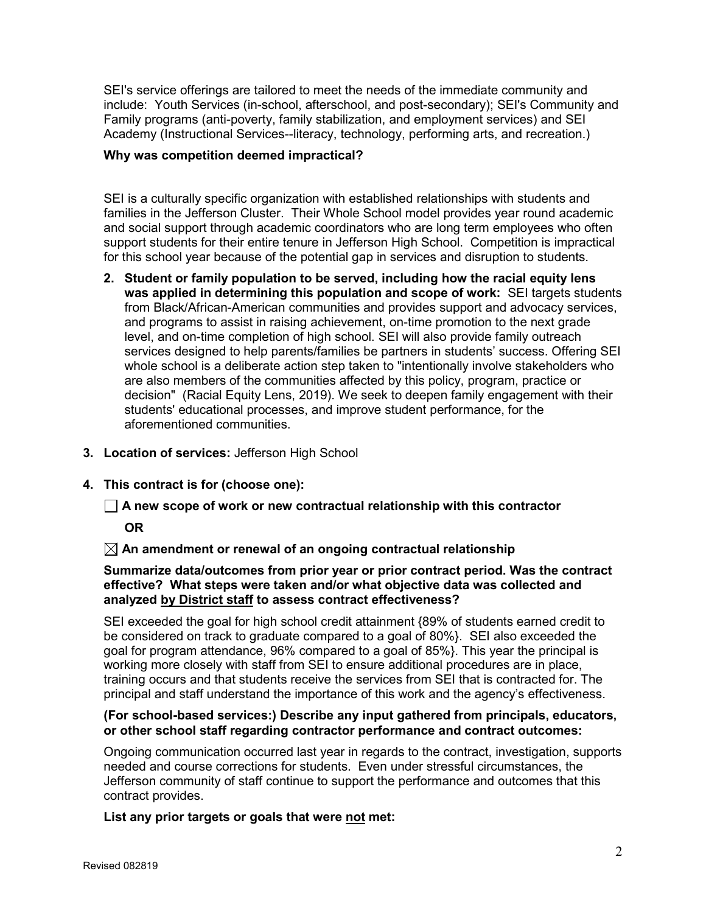SEI's service offerings are tailored to meet the needs of the immediate community and include: Youth Services (in-school, afterschool, and post-secondary); SEI's Community and Family programs (anti-poverty, family stabilization, and employment services) and SEI Academy (Instructional Services--literacy, technology, performing arts, and recreation.)

**Why was competition deemed impractical?**

SEI is a culturally specific organization with established relationships with students and families in the Jefferson Cluster. Their Whole School model provides year round academic and social support through academic coordinators who are long term employees who often support students for their entire tenure in Jefferson High School. Competition is impractical for this school year because of the potential gap in services and disruption to students.

2. **Student or family population to be served, including how the racial equity lens was applied in determining this population and scope of work:** SEI targets students from Black/African-American communities and provides support and advocacy services, and programs to assist in raising achievement, on-time promotion to the next grade level, and on-time completion of high school. SEI will also provide family outreach services designed to help parents/families be partners in students' success. Offering SEI whole school is a deliberate action step taken to "intentionally involve stakeholders who are also members of the communities affected by this policy, program, practice or decision" (Racial Equity Lens, 2019). We seek to deepen family engagement with their students' educational processes, and improve student performance, for the aforementioned communities.

3. **Location of services:** Jefferson High School

4. **This contract is for (choose one):**

☐ **A new scope of work or new contractual relationship with this contractor**

**OR**

☒ **An amendment or renewal of an ongoing contractual relationship**

**Summarize data/outcomes from prior year or prior contract period. Was the contract effective? What steps were taken and/or what objective data was collected and analyzed by District staff to assess contract effectiveness?**

SEI exceeded the goal for high school credit attainment {89% of students earned credit to be considered on track to graduate compared to a goal of 80%}. SEI also exceeded the goal for program attendance, 96% compared to a goal of 85%}. This year the principal is working more closely with staff from SEI to ensure additional procedures are in place, training occurs and that students receive the services from SEI that is contracted for. The principal and staff understand the importance of this work and the agency's effectiveness.

**(For school-based services:) Describe any input gathered from principals, educators, or other school staff regarding contractor performance and contract outcomes:**

Ongoing communication occurred last year in regards to the contract, investigation, supports needed and course corrections for students. Even under stressful circumstances, the Jefferson community of staff continue to support the performance and outcomes that this contract provides.

**List any prior targets or goals that were not met:**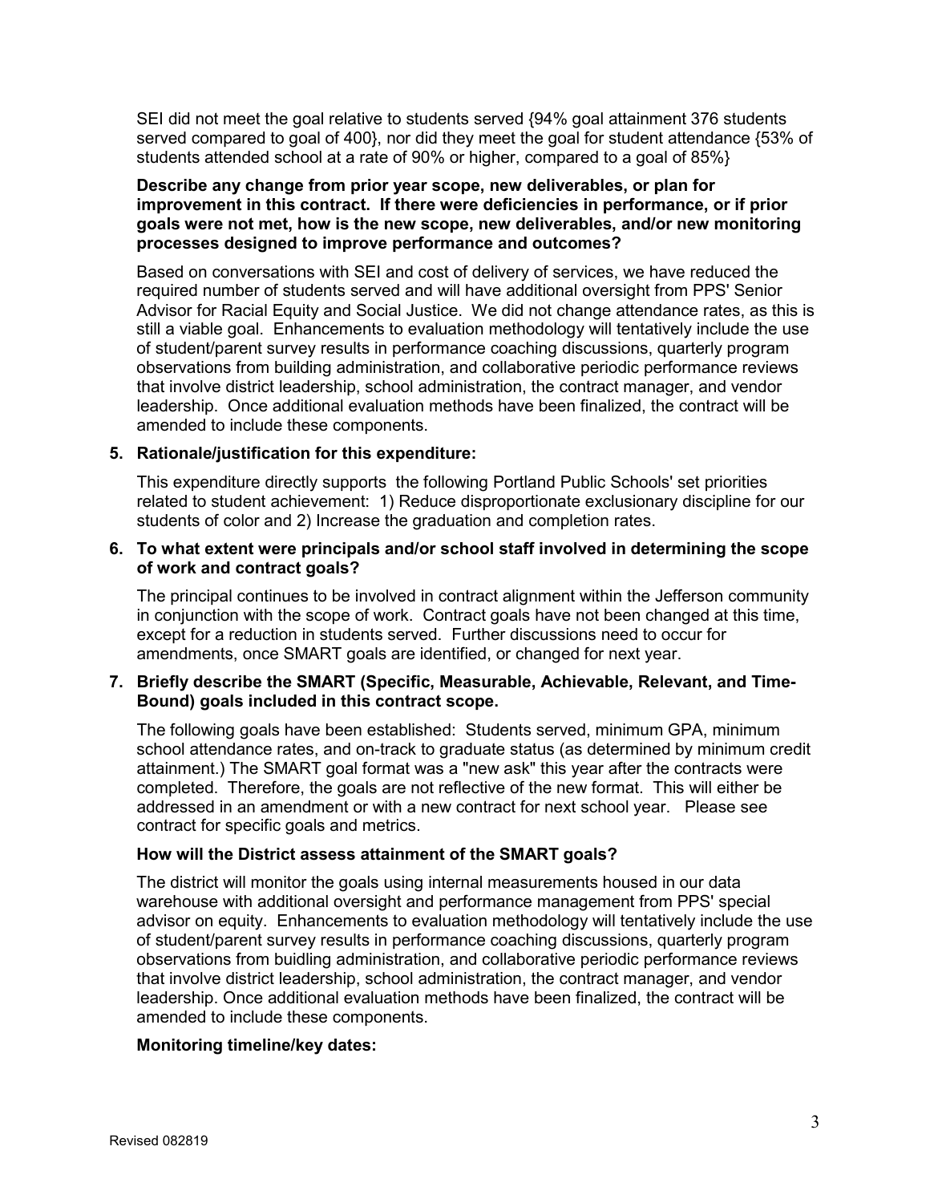SEI did not meet the goal relative to students served {94% goal attainment 376 students served compared to goal of 400}, nor did they meet the goal for student attendance {53% of students attended school at a rate of 90% or higher, compared to a goal of 85%}

**Describe any change from prior year scope, new deliverables, or plan for improvement in this contract. If there were deficiencies in performance, or if prior goals were not met, how is the new scope, new deliverables, and/or new monitoring processes designed to improve performance and outcomes?**

Based on conversations with SEI and cost of delivery of services, we have reduced the required number of students served and will have additional oversight from PPS' Senior Advisor for Racial Equity and Social Justice. We did not change attendance rates, as this is still a viable goal. Enhancements to evaluation methodology will tentatively include the use of student/parent survey results in performance coaching discussions, quarterly program observations from building administration, and collaborative periodic performance reviews that involve district leadership, school administration, the contract manager, and vendor leadership. Once additional evaluation methods have been finalized, the contract will be amended to include these components.

**5. Rationale/justification for this expenditure:**

This expenditure directly supports the following Portland Public Schools' set priorities related to student achievement: 1) Reduce disproportionate exclusionary discipline for our students of color and 2) Increase the graduation and completion rates.

**6. To what extent were principals and/or school staff involved in determining the scope of work and contract goals?**

The principal continues to be involved in contract alignment within the Jefferson community in conjunction with the scope of work. Contract goals have not been changed at this time, except for a reduction in students served. Further discussions need to occur for amendments, once SMART goals are identified, or changed for next year.

**7. Briefly describe the SMART (Specific, Measurable, Achievable, Relevant, and Time-Bound) goals included in this contract scope.**

The following goals have been established: Students served, minimum GPA, minimum school attendance rates, and on-track to graduate status (as determined by minimum credit attainment.) The SMART goal format was a "new ask" this year after the contracts were completed. Therefore, the goals are not reflective of the new format. This will either be addressed in an amendment or with a new contract for next school year. Please see contract for specific goals and metrics.

**How will the District assess attainment of the SMART goals?**

The district will monitor the goals using internal measurements housed in our data warehouse with additional oversight and performance management from PPS' special advisor on equity. Enhancements to evaluation methodology will tentatively include the use of student/parent survey results in performance coaching discussions, quarterly program observations from buidling administration, and collaborative periodic performance reviews that involve district leadership, school administration, the contract manager, and vendor leadership. Once additional evaluation methods have been finalized, the contract will be amended to include these components.

**Monitoring timeline/key dates:**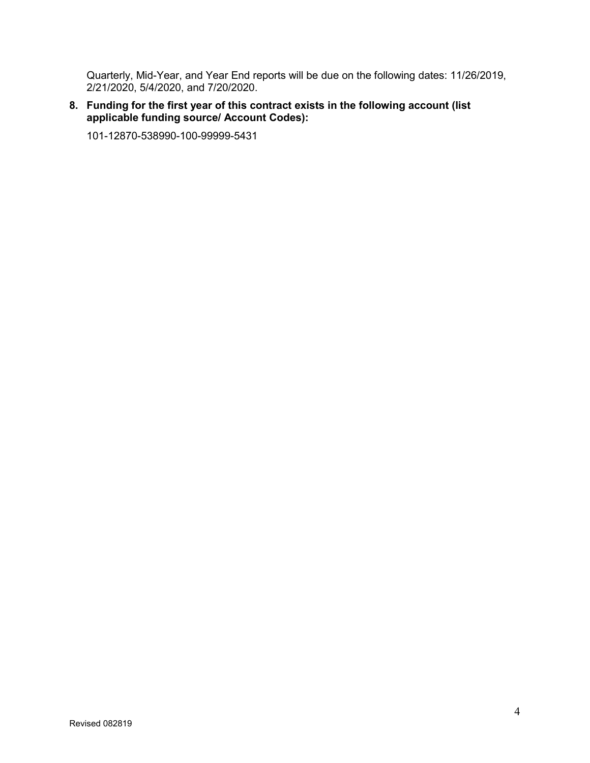Quarterly, Mid-Year, and Year End reports will be due on the following dates: 11/26/2019, 2/21/2020, 5/4/2020, and 7/20/2020.

**8. Funding for the first year of this contract exists in the following account (list applicable funding source/ Account Codes):**

101-12870-538990-100-99999-5431

Revised 082819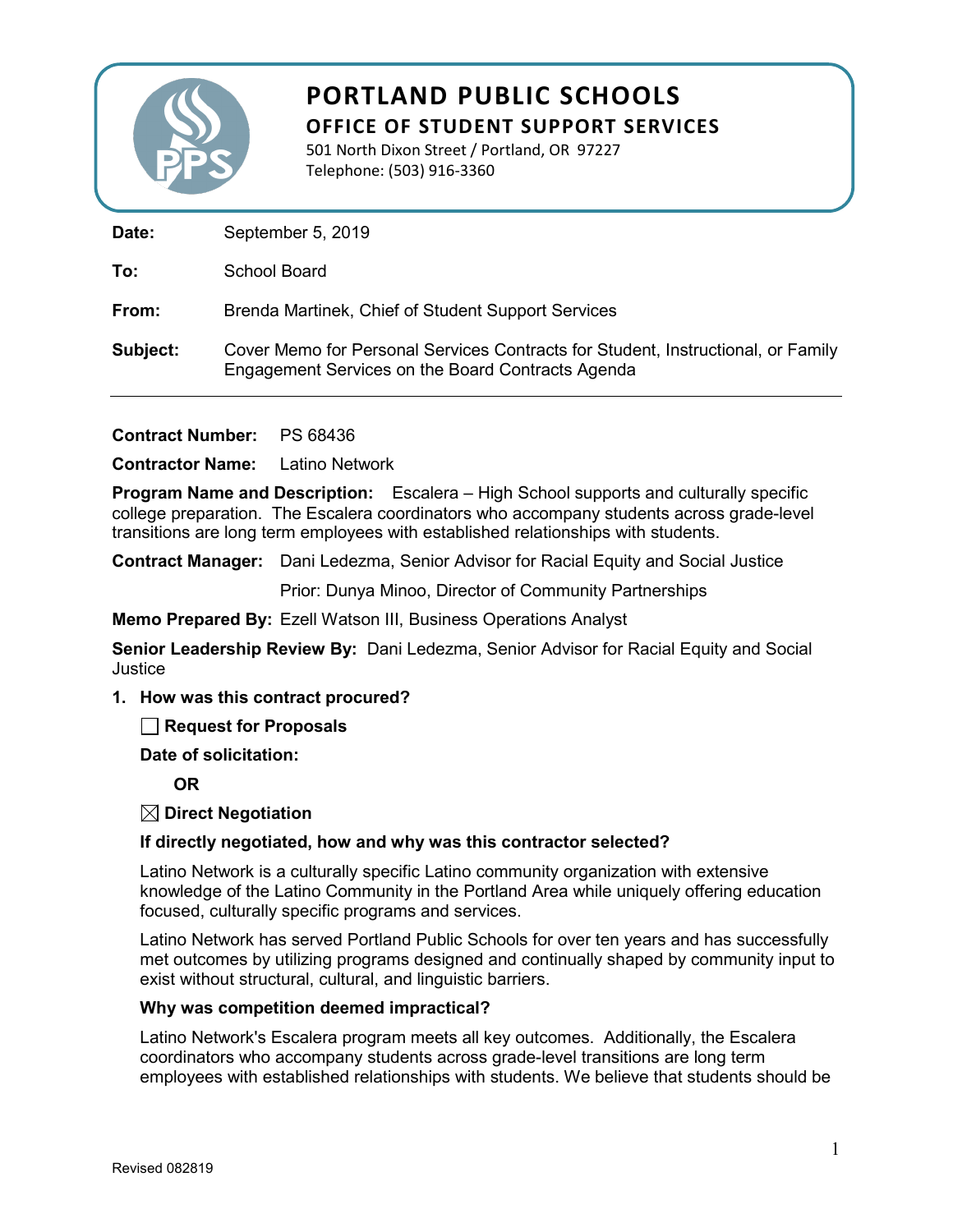# PORTLAND PUBLIC SCHOOLS

## OFFICE OF STUDENT SUPPORT SERVICES

501 North Dixon Street / Portland, OR 97227
Telephone: (503) 916-3360

**Date:** September 5, 2019

**To:** School Board

**From:** Brenda Martinek, Chief of Student Support Services

**Subject:** Cover Memo for Personal Services Contracts for Student, Instructional, or Family Engagement Services on the Board Contracts Agenda

---

**Contract Number:** PS 68436

**Contractor Name:** Latino Network

**Program Name and Description:** Escalera – High School supports and culturally specific college preparation. The Escalera coordinators who accompany students across grade-level transitions are long term employees with established relationships with students.

**Contract Manager:** Dani Ledezma, Senior Advisor for Racial Equity and Social Justice

Prior: Dunya Minoo, Director of Community Partnerships

**Memo Prepared By:** Ezell Watson III, Business Operations Analyst

**Senior Leadership Review By:** Dani Ledezma, Senior Advisor for Racial Equity and Social Justice

1. **How was this contract procured?**

   ☐ **Request for Proposals**

   **Date of solicitation:**

   **OR**

   ☒ **Direct Negotiation**

   **If directly negotiated, how and why was this contractor selected?**

   Latino Network is a culturally specific Latino community organization with extensive knowledge of the Latino Community in the Portland Area while uniquely offering education focused, culturally specific programs and services.

   Latino Network has served Portland Public Schools for over ten years and has successfully met outcomes by utilizing programs designed and continually shaped by community input to exist without structural, cultural, and linguistic barriers.

   **Why was competition deemed impractical?**

   Latino Network's Escalera program meets all key outcomes. Additionally, the Escalera coordinators who accompany students across grade-level transitions are long term employees with established relationships with students. We believe that students should be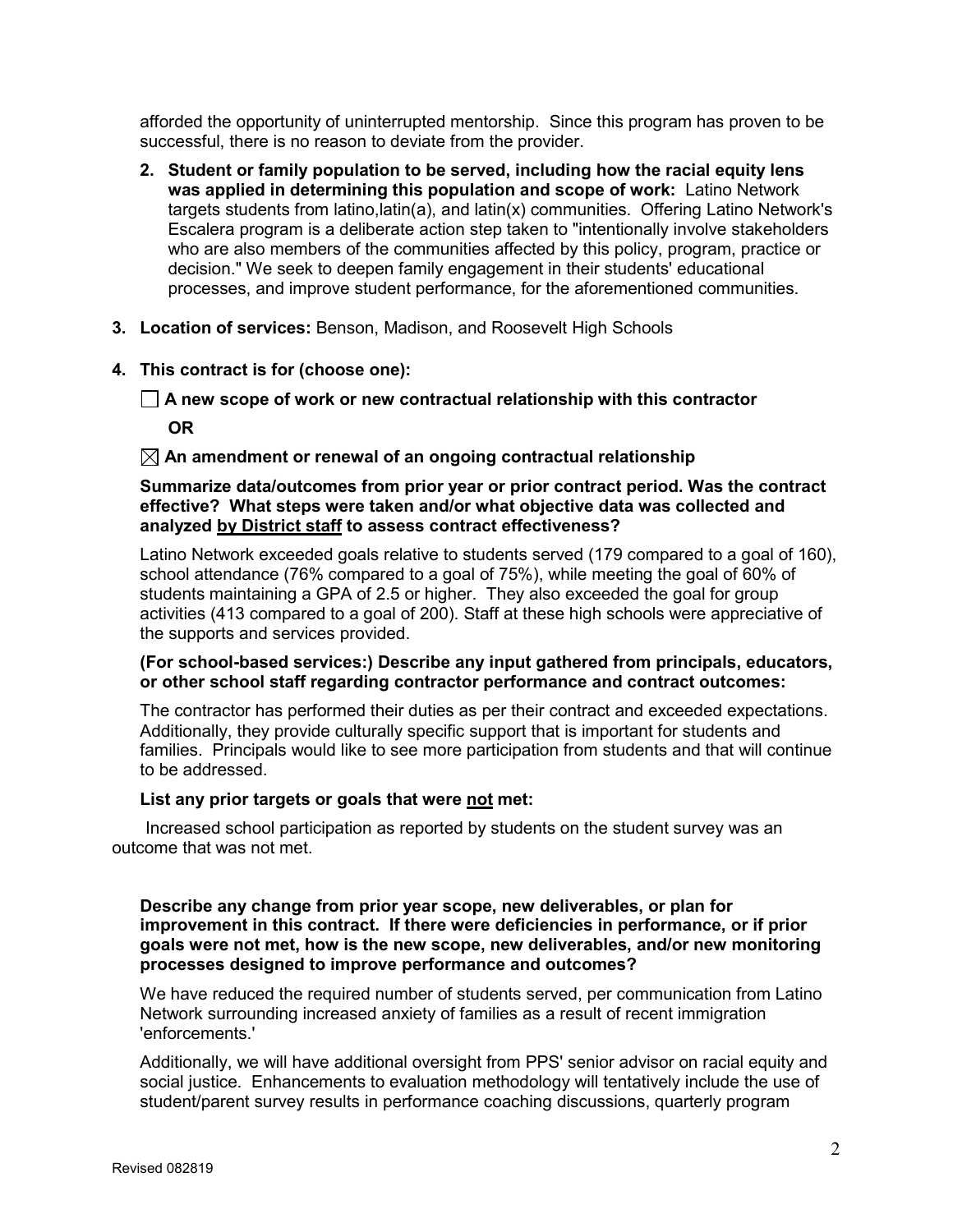afforded the opportunity of uninterrupted mentorship. Since this program has proven to be successful, there is no reason to deviate from the provider.

2. **Student or family population to be served, including how the racial equity lens was applied in determining this population and scope of work:** Latino Network targets students from latino,latin(a), and latin(x) communities. Offering Latino Network's Escalera program is a deliberate action step taken to "intentionally involve stakeholders who are also members of the communities affected by this policy, program, practice or decision." We seek to deepen family engagement in their students' educational processes, and improve student performance, for the aforementioned communities.

3. **Location of services:** Benson, Madison, and Roosevelt High Schools

4. **This contract is for (choose one):**

☐ **A new scope of work or new contractual relationship with this contractor**

**OR**

☒ **An amendment or renewal of an ongoing contractual relationship**

**Summarize data/outcomes from prior year or prior contract period. Was the contract effective? What steps were taken and/or what objective data was collected and analyzed by District staff to assess contract effectiveness?**

Latino Network exceeded goals relative to students served (179 compared to a goal of 160), school attendance (76% compared to a goal of 75%), while meeting the goal of 60% of students maintaining a GPA of 2.5 or higher. They also exceeded the goal for group activities (413 compared to a goal of 200). Staff at these high schools were appreciative of the supports and services provided.

**(For school-based services:) Describe any input gathered from principals, educators, or other school staff regarding contractor performance and contract outcomes:**

The contractor has performed their duties as per their contract and exceeded expectations. Additionally, they provide culturally specific support that is important for students and families. Principals would like to see more participation from students and that will continue to be addressed.

**List any prior targets or goals that were not met:**

Increased school participation as reported by students on the student survey was an outcome that was not met.

**Describe any change from prior year scope, new deliverables, or plan for improvement in this contract. If there were deficiencies in performance, or if prior goals were not met, how is the new scope, new deliverables, and/or new monitoring processes designed to improve performance and outcomes?**

We have reduced the required number of students served, per communication from Latino Network surrounding increased anxiety of families as a result of recent immigration 'enforcements.'

Additionally, we will have additional oversight from PPS' senior advisor on racial equity and social justice. Enhancements to evaluation methodology will tentatively include the use of student/parent survey results in performance coaching discussions, quarterly program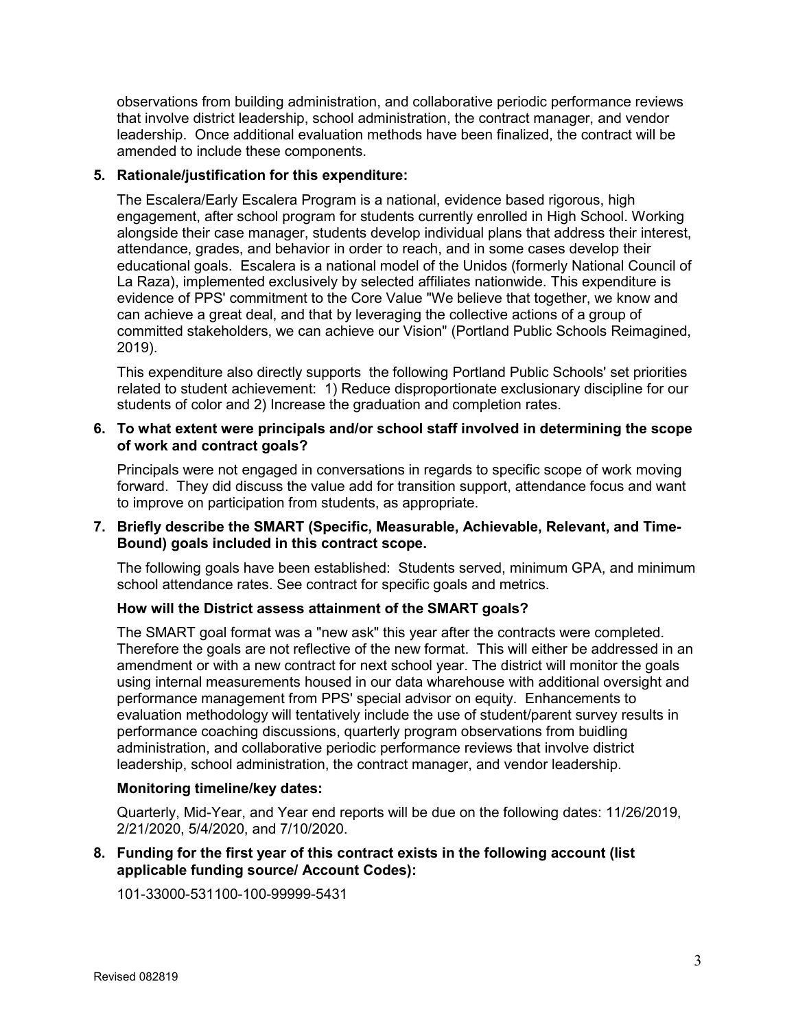observations from building administration, and collaborative periodic performance reviews that involve district leadership, school administration, the contract manager, and vendor leadership. Once additional evaluation methods have been finalized, the contract will be amended to include these components.

**5. Rationale/justification for this expenditure:**

The Escalera/Early Escalera Program is a national, evidence based rigorous, high engagement, after school program for students currently enrolled in High School. Working alongside their case manager, students develop individual plans that address their interest, attendance, grades, and behavior in order to reach, and in some cases develop their educational goals. Escalera is a national model of the Unidos (formerly National Council of La Raza), implemented exclusively by selected affiliates nationwide. This expenditure is evidence of PPS' commitment to the Core Value "We believe that together, we know and can achieve a great deal, and that by leveraging the collective actions of a group of committed stakeholders, we can achieve our Vision" (Portland Public Schools Reimagined, 2019).

This expenditure also directly supports the following Portland Public Schools' set priorities related to student achievement: 1) Reduce disproportionate exclusionary discipline for our students of color and 2) Increase the graduation and completion rates.

**6. To what extent were principals and/or school staff involved in determining the scope of work and contract goals?**

Principals were not engaged in conversations in regards to specific scope of work moving forward. They did discuss the value add for transition support, attendance focus and want to improve on participation from students, as appropriate.

**7. Briefly describe the SMART (Specific, Measurable, Achievable, Relevant, and Time-Bound) goals included in this contract scope.**

The following goals have been established: Students served, minimum GPA, and minimum school attendance rates. See contract for specific goals and metrics.

**How will the District assess attainment of the SMART goals?**

The SMART goal format was a "new ask" this year after the contracts were completed. Therefore the goals are not reflective of the new format. This will either be addressed in an amendment or with a new contract for next school year. The district will monitor the goals using internal measurements housed in our data wharehouse with additional oversight and performance management from PPS' special advisor on equity. Enhancements to evaluation methodology will tentatively include the use of student/parent survey results in performance coaching discussions, quarterly program observations from buidling administration, and collaborative periodic performance reviews that involve district leadership, school administration, the contract manager, and vendor leadership.

**Monitoring timeline/key dates:**

Quarterly, Mid-Year, and Year end reports will be due on the following dates: 11/26/2019, 2/21/2020, 5/4/2020, and 7/10/2020.

**8. Funding for the first year of this contract exists in the following account (list applicable funding source/ Account Codes):**

101-33000-531100-100-99999-5431

Revised 082819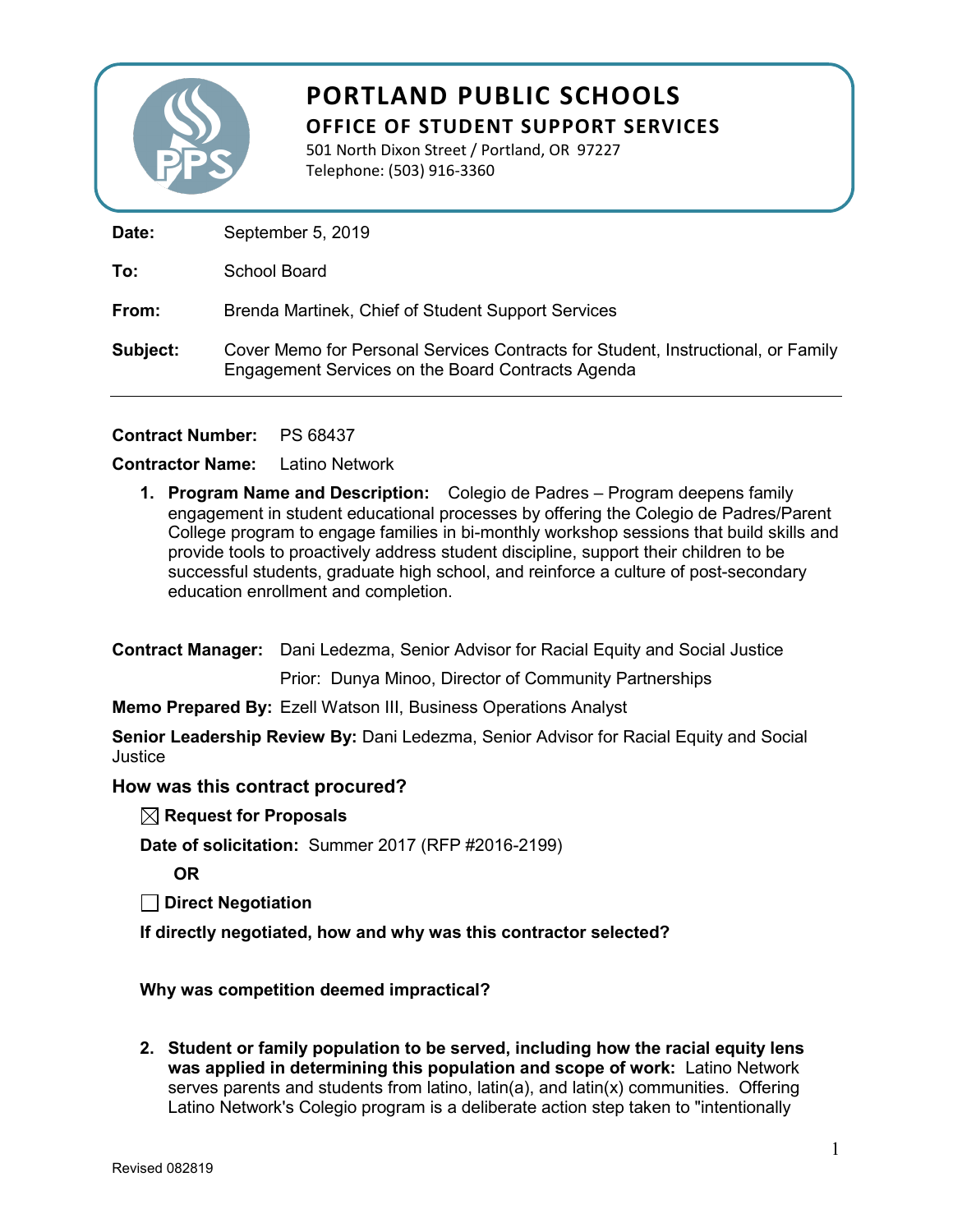# PORTLAND PUBLIC SCHOOLS

## OFFICE OF STUDENT SUPPORT SERVICES

501 North Dixon Street / Portland, OR 97227
Telephone: (503) 916-3360

**Date:** September 5, 2019

**To:** School Board

**From:** Brenda Martinek, Chief of Student Support Services

**Subject:** Cover Memo for Personal Services Contracts for Student, Instructional, or Family Engagement Services on the Board Contracts Agenda

---

**Contract Number:** PS 68437

**Contractor Name:** Latino Network

1. **Program Name and Description:** Colegio de Padres – Program deepens family engagement in student educational processes by offering the Colegio de Padres/Parent College program to engage families in bi-monthly workshop sessions that build skills and provide tools to proactively address student discipline, support their children to be successful students, graduate high school, and reinforce a culture of post-secondary education enrollment and completion.

**Contract Manager:** Dani Ledezma, Senior Advisor for Racial Equity and Social Justice
Prior: Dunya Minoo, Director of Community Partnerships

**Memo Prepared By:** Ezell Watson III, Business Operations Analyst

**Senior Leadership Review By:** Dani Ledezma, Senior Advisor for Racial Equity and Social Justice

### How was this contract procured?

☒ **Request for Proposals**

**Date of solicitation:** Summer 2017 (RFP #2016-2199)

**OR**

☐ **Direct Negotiation**

**If directly negotiated, how and why was this contractor selected?**

**Why was competition deemed impractical?**

2. **Student or family population to be served, including how the racial equity lens was applied in determining this population and scope of work:** Latino Network serves parents and students from latino, latin(a), and latin(x) communities. Offering Latino Network's Colegio program is a deliberate action step taken to "intentionally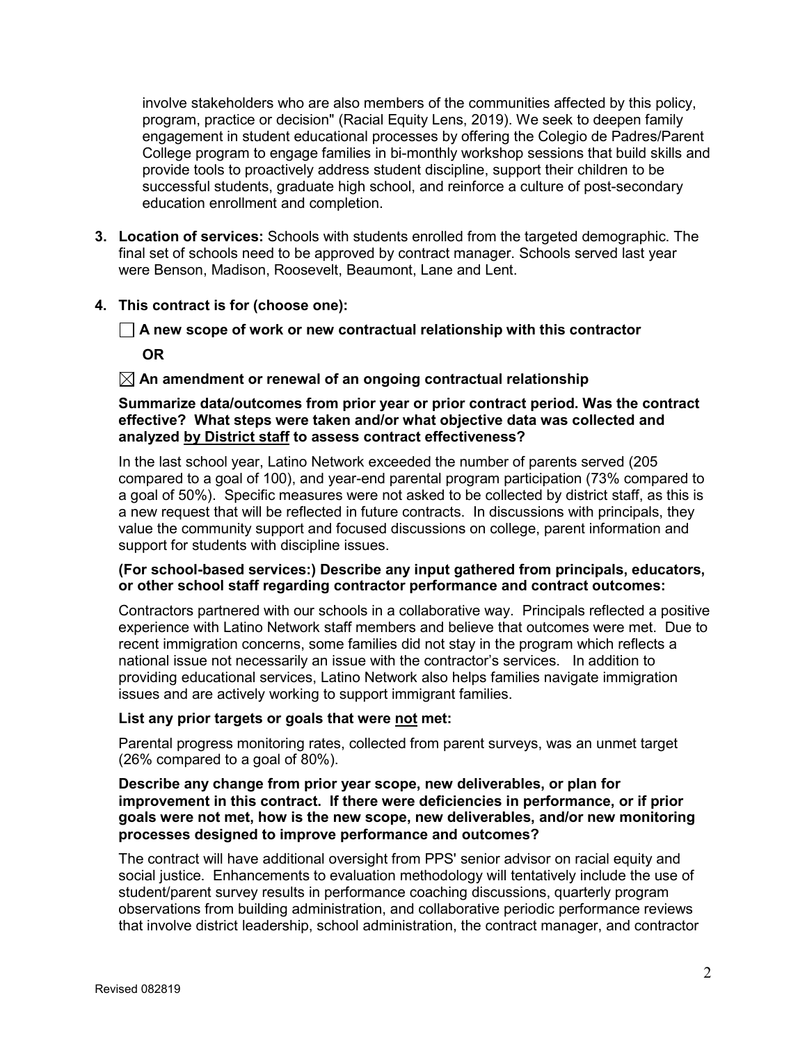involve stakeholders who are also members of the communities affected by this policy, program, practice or decision" (Racial Equity Lens, 2019). We seek to deepen family engagement in student educational processes by offering the Colegio de Padres/Parent College program to engage families in bi-monthly workshop sessions that build skills and provide tools to proactively address student discipline, support their children to be successful students, graduate high school, and reinforce a culture of post-secondary education enrollment and completion.

3. **Location of services:** Schools with students enrolled from the targeted demographic. The final set of schools need to be approved by contract manager. Schools served last year were Benson, Madison, Roosevelt, Beaumont, Lane and Lent.

4. **This contract is for (choose one):**

   ☐ **A new scope of work or new contractual relationship with this contractor**

   **OR**

   ☒ **An amendment or renewal of an ongoing contractual relationship**

   **Summarize data/outcomes from prior year or prior contract period. Was the contract effective? What steps were taken and/or what objective data was collected and analyzed by District staff to assess contract effectiveness?**

   In the last school year, Latino Network exceeded the number of parents served (205 compared to a goal of 100), and year-end parental program participation (73% compared to a goal of 50%). Specific measures were not asked to be collected by district staff, as this is a new request that will be reflected in future contracts. In discussions with principals, they value the community support and focused discussions on college, parent information and support for students with discipline issues.

   **(For school-based services:) Describe any input gathered from principals, educators, or other school staff regarding contractor performance and contract outcomes:**

   Contractors partnered with our schools in a collaborative way. Principals reflected a positive experience with Latino Network staff members and believe that outcomes were met. Due to recent immigration concerns, some families did not stay in the program which reflects a national issue not necessarily an issue with the contractor's services. In addition to providing educational services, Latino Network also helps families navigate immigration issues and are actively working to support immigrant families.

   **List any prior targets or goals that were not met:**

   Parental progress monitoring rates, collected from parent surveys, was an unmet target (26% compared to a goal of 80%).

   **Describe any change from prior year scope, new deliverables, or plan for improvement in this contract. If there were deficiencies in performance, or if prior goals were not met, how is the new scope, new deliverables, and/or new monitoring processes designed to improve performance and outcomes?**

   The contract will have additional oversight from PPS' senior advisor on racial equity and social justice. Enhancements to evaluation methodology will tentatively include the use of student/parent survey results in performance coaching discussions, quarterly program observations from building administration, and collaborative periodic performance reviews that involve district leadership, school administration, the contract manager, and contractor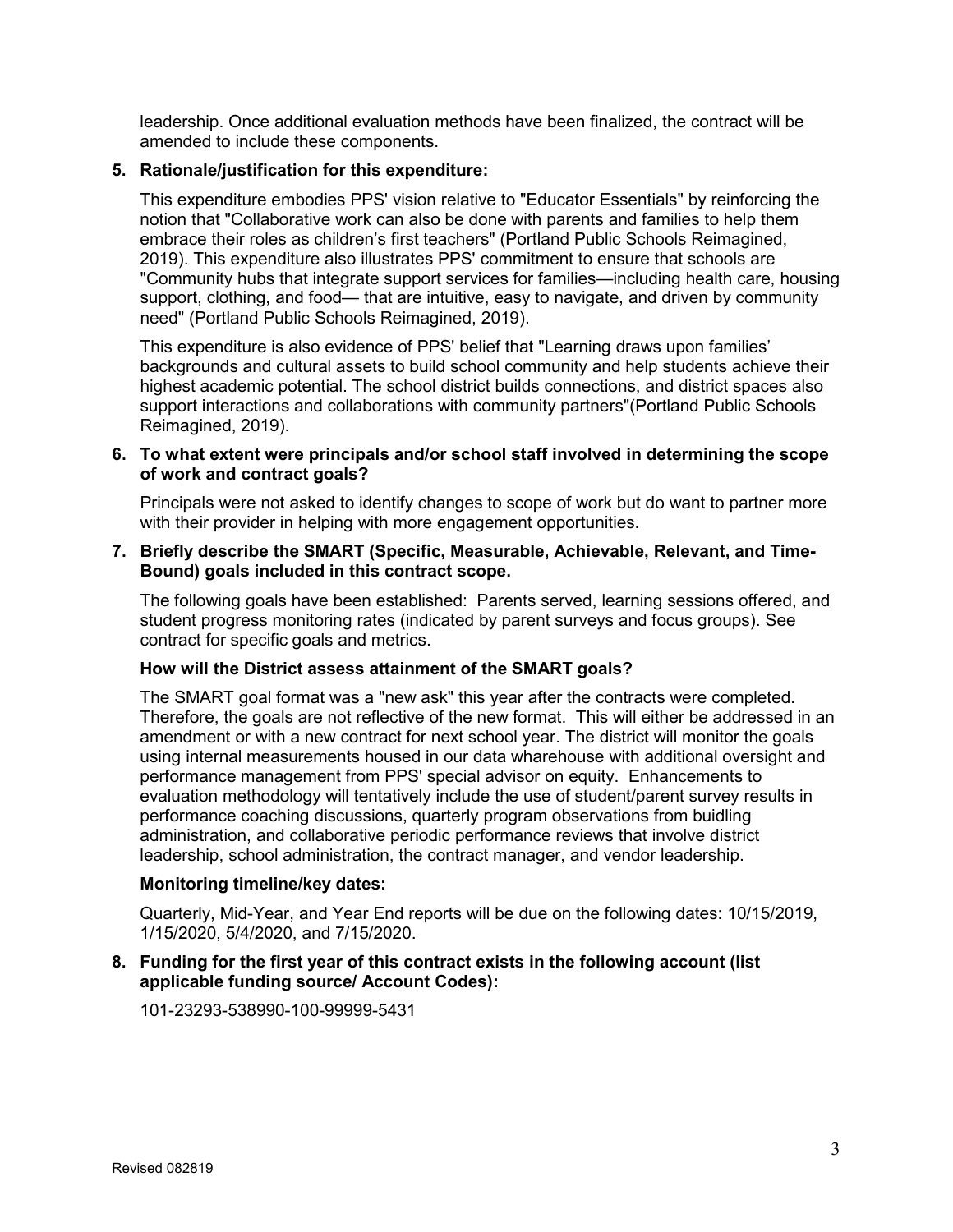leadership. Once additional evaluation methods have been finalized, the contract will be amended to include these components.

**5. Rationale/justification for this expenditure:**

This expenditure embodies PPS' vision relative to "Educator Essentials" by reinforcing the notion that "Collaborative work can also be done with parents and families to help them embrace their roles as children's first teachers" (Portland Public Schools Reimagined, 2019). This expenditure also illustrates PPS' commitment to ensure that schools are "Community hubs that integrate support services for families—including health care, housing support, clothing, and food— that are intuitive, easy to navigate, and driven by community need" (Portland Public Schools Reimagined, 2019).

This expenditure is also evidence of PPS' belief that "Learning draws upon families' backgrounds and cultural assets to build school community and help students achieve their highest academic potential. The school district builds connections, and district spaces also support interactions and collaborations with community partners"(Portland Public Schools Reimagined, 2019).

**6. To what extent were principals and/or school staff involved in determining the scope of work and contract goals?**

Principals were not asked to identify changes to scope of work but do want to partner more with their provider in helping with more engagement opportunities.

**7. Briefly describe the SMART (Specific, Measurable, Achievable, Relevant, and Time-Bound) goals included in this contract scope.**

The following goals have been established: Parents served, learning sessions offered, and student progress monitoring rates (indicated by parent surveys and focus groups). See contract for specific goals and metrics.

**How will the District assess attainment of the SMART goals?**

The SMART goal format was a "new ask" this year after the contracts were completed. Therefore, the goals are not reflective of the new format. This will either be addressed in an amendment or with a new contract for next school year. The district will monitor the goals using internal measurements housed in our data wharehouse with additional oversight and performance management from PPS' special advisor on equity. Enhancements to evaluation methodology will tentatively include the use of student/parent survey results in performance coaching discussions, quarterly program observations from buidling administration, and collaborative periodic performance reviews that involve district leadership, school administration, the contract manager, and vendor leadership.

**Monitoring timeline/key dates:**

Quarterly, Mid-Year, and Year End reports will be due on the following dates: 10/15/2019, 1/15/2020, 5/4/2020, and 7/15/2020.

**8. Funding for the first year of this contract exists in the following account (list applicable funding source/ Account Codes):**

101-23293-538990-100-99999-5431

Revised 082819